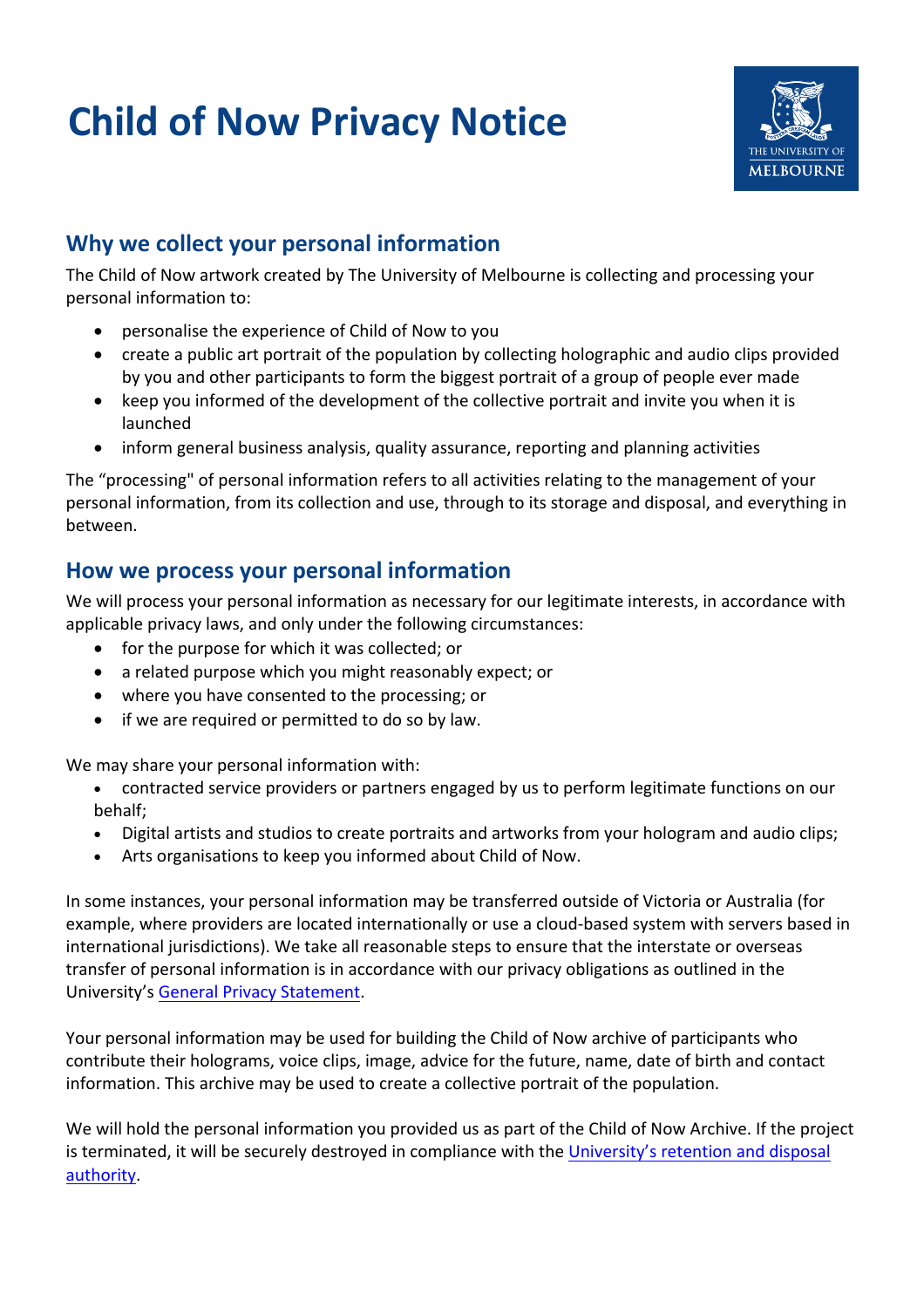# Child of Now Privacy Notice

## Why we collect your personal information

The Child of Now artwork created by The University of Melbourne is collecting and processing your personal information to:

- personalise the experience of Child of Now to you
- create a public art portrait of the population by collecting holographic and audio clips provided by you and other participants to form the biggest portrait of a group of people ever made
- keep you informed of the development of the collective portrait and invite you when it is launched
- inform general business analysis, quality assurance, reporting and planning activities

The "processing" of personal information refers to all activities relating to the management of your personal information, from its collection and use, through to its storage and disposal, and everything in between.

## How we process your personal information

We will process your personal information as necessary for our legitimate interests, in accordance with applicable privacy laws, and only under the following circumstances:

- for the purpose for which it was collected; or
- a related purpose which you might reasonably expect; or
- where you have consented to the processing; or
- if we are required or permitted to do so by law.

We may share your personal information with:

- contracted service providers or partners engaged by us to perform legitimate functions on our behalf;
- Digital artists and studios to create portraits and artworks from your hologram and audio clips;
- Arts organisations to keep you informed about Child of Now.

In some instances, your personal information may be transferred outside of Victoria or Australia (for example, where providers are located internationally or use a cloud-based system with servers based in international jurisdictions). We take all reasonable steps to ensure that the interstate or overseas transfer of personal information is in accordance with our privacy obligations as outlined in the University's General Privacy Statement.

Your personal information may be used for building the Child of Now archive of participants who contribute their holograms, voice clips, image, advice for the future, name, date of birth and contact information. This archive may be used to create a collective portrait of the population.

We will hold the personal information you provided us as part of the Child of Now Archive. If the project is terminated, it will be securely destroyed in compliance with the University's retention and disposal authority.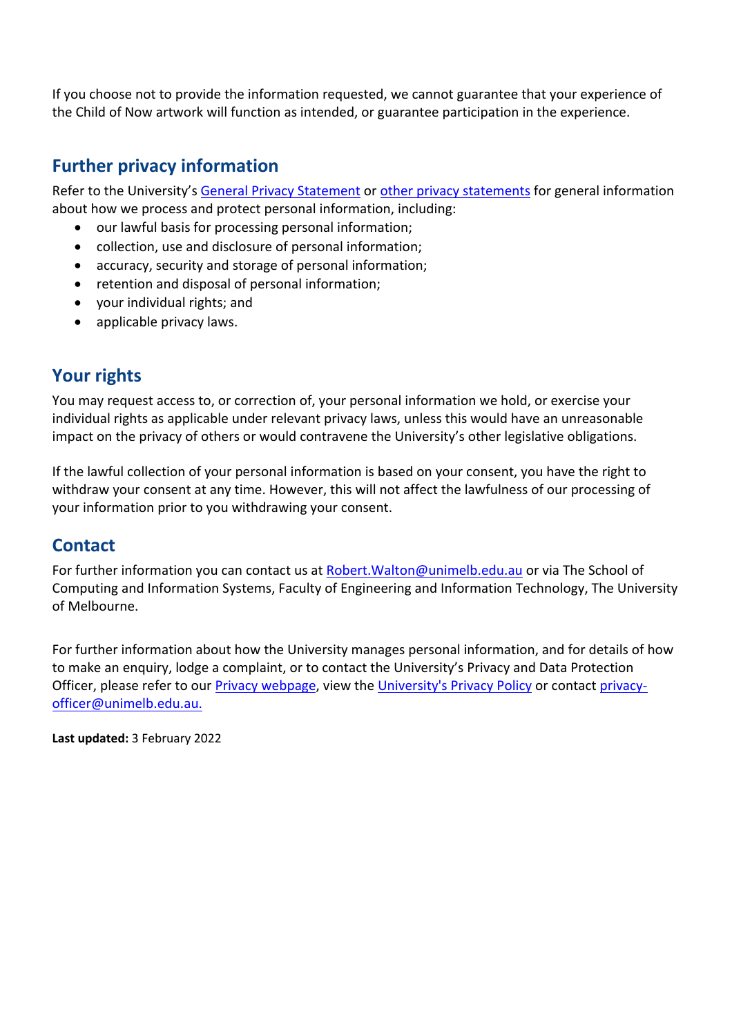If you choose not to provide the information requested, we cannot guarantee that your experience of the Child of Now artwork will function as intended, or guarantee participation in the experience.

## Further privacy information

Refer to the University's General Privacy Statement or other privacy statements for general information about how we process and protect personal information, including:

- our lawful basis for processing personal information;
- collection, use and disclosure of personal information;
- accuracy, security and storage of personal information;
- retention and disposal of personal information;
- your individual rights; and
- applicable privacy laws.

## Your rights

You may request access to, or correction of, your personal information we hold, or exercise your individual rights as applicable under relevant privacy laws, unless this would have an unreasonable impact on the privacy of others or would contravene the University's other legislative obligations.

If the lawful collection of your personal information is based on your consent, you have the right to withdraw your consent at any time. However, this will not affect the lawfulness of our processing of your information prior to you withdrawing your consent.

## Contact

For further information you can contact us at Robert.Walton@unimelb.edu.au or via The School of Computing and Information Systems, Faculty of Engineering and Information Technology, The University of Melbourne.

For further information about how the University manages personal information, and for details of how to make an enquiry, lodge a complaint, or to contact the University's Privacy and Data Protection Officer, please refer to our Privacy webpage, view the University's Privacy Policy or contact privacy-officer@unimelb.edu.au.

**Last updated:** 3 February 2022